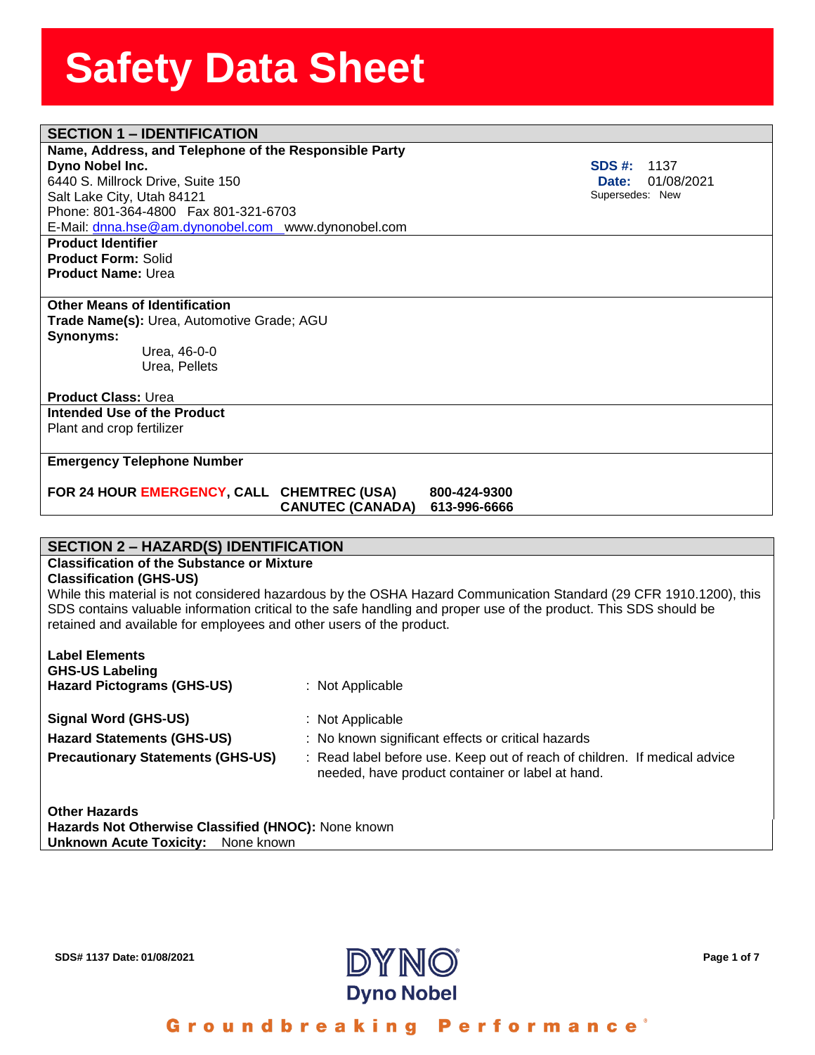# Safety Data Sheet

## SECTION 1 – IDENTIFICATION

**Name, Address, and Telephone of the Responsible Party**

**Dyno Nobel Inc.**
6440 S. Millrock Drive, Suite 150
Salt Lake City, Utah 84121
Phone: 801-364-4800 Fax 801-321-6703
E-Mail: dnna.hse@am.dynonobel.com www.dynonobel.com

**SDS #:** 1137
**Date:** 01/08/2021
Supersedes: New

**Product Identifier**
**Product Form:** Solid
**Product Name:** Urea

**Other Means of Identification**
**Trade Name(s):** Urea, Automotive Grade; AGU
**Synonyms:**
Urea, 46-0-0
Urea, Pellets

**Product Class:** Urea

**Intended Use of the Product**
Plant and crop fertilizer

**Emergency Telephone Number**

**FOR 24 HOUR EMERGENCY, CALL CHEMTREC (USA) 800-424-9300**
**CANUTEC (CANADA) 613-996-6666**

## SECTION 2 – HAZARD(S) IDENTIFICATION

**Classification of the Substance or Mixture**
**Classification (GHS-US)**
While this material is not considered hazardous by the OSHA Hazard Communication Standard (29 CFR 1910.1200), this SDS contains valuable information critical to the safe handling and proper use of the product. This SDS should be retained and available for employees and other users of the product.

**Label Elements**
**GHS-US Labeling**

| | |
|---|---|
| **Hazard Pictograms (GHS-US)** | : Not Applicable |
| **Signal Word (GHS-US)** | : Not Applicable |
| **Hazard Statements (GHS-US)** | : No known significant effects or critical hazards |
| **Precautionary Statements (GHS-US)** | : Read label before use. Keep out of reach of children. If medical advice needed, have product container or label at hand. |

**Other Hazards**
**Hazards Not Otherwise Classified (HNOC):** None known
**Unknown Acute Toxicity:** None known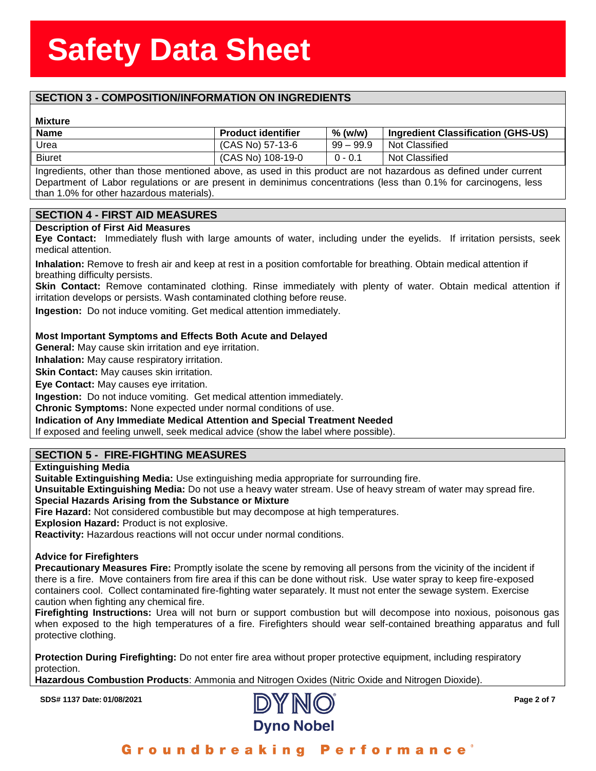## SECTION 3 - COMPOSITION/INFORMATION ON INGREDIENTS

**Mixture**

| Name | Product identifier | % (w/w) | Ingredient Classification (GHS-US) |
|---|---|---|---|
| Urea | (CAS No) 57-13-6 | 99 – 99.9 | Not Classified |
| Biuret | (CAS No) 108-19-0 | 0 - 0.1 | Not Classified |

Ingredients, other than those mentioned above, as used in this product are not hazardous as defined under current Department of Labor regulations or are present in deminimus concentrations (less than 0.1% for carcinogens, less than 1.0% for other hazardous materials).

## SECTION 4 - FIRST AID MEASURES

**Description of First Aid Measures**

**Eye Contact:** Immediately flush with large amounts of water, including under the eyelids. If irritation persists, seek medical attention.

**Inhalation:** Remove to fresh air and keep at rest in a position comfortable for breathing. Obtain medical attention if breathing difficulty persists.

**Skin Contact:** Remove contaminated clothing. Rinse immediately with plenty of water. Obtain medical attention if irritation develops or persists. Wash contaminated clothing before reuse.

**Ingestion:** Do not induce vomiting. Get medical attention immediately.

**Most Important Symptoms and Effects Both Acute and Delayed**

**General:** May cause skin irritation and eye irritation.

**Inhalation:** May cause respiratory irritation.

**Skin Contact:** May causes skin irritation.

**Eye Contact:** May causes eye irritation.

**Ingestion:** Do not induce vomiting. Get medical attention immediately.

**Chronic Symptoms:** None expected under normal conditions of use.

**Indication of Any Immediate Medical Attention and Special Treatment Needed**

If exposed and feeling unwell, seek medical advice (show the label where possible).

## SECTION 5 - FIRE-FIGHTING MEASURES

**Extinguishing Media**

**Suitable Extinguishing Media:** Use extinguishing media appropriate for surrounding fire.

**Unsuitable Extinguishing Media:** Do not use a heavy water stream. Use of heavy stream of water may spread fire.

**Special Hazards Arising from the Substance or Mixture**

**Fire Hazard:** Not considered combustible but may decompose at high temperatures.

**Explosion Hazard:** Product is not explosive.

**Reactivity:** Hazardous reactions will not occur under normal conditions.

**Advice for Firefighters**

**Precautionary Measures Fire:** Promptly isolate the scene by removing all persons from the vicinity of the incident if there is a fire. Move containers from fire area if this can be done without risk. Use water spray to keep fire-exposed containers cool. Collect contaminated fire-fighting water separately. It must not enter the sewage system. Exercise caution when fighting any chemical fire.

**Firefighting Instructions:** Urea will not burn or support combustion but will decompose into noxious, poisonous gas when exposed to the high temperatures of a fire. Firefighters should wear self-contained breathing apparatus and full protective clothing.

**Protection During Firefighting:** Do not enter fire area without proper protective equipment, including respiratory protection.

**Hazardous Combustion Products**: Ammonia and Nitrogen Oxides (Nitric Oxide and Nitrogen Dioxide).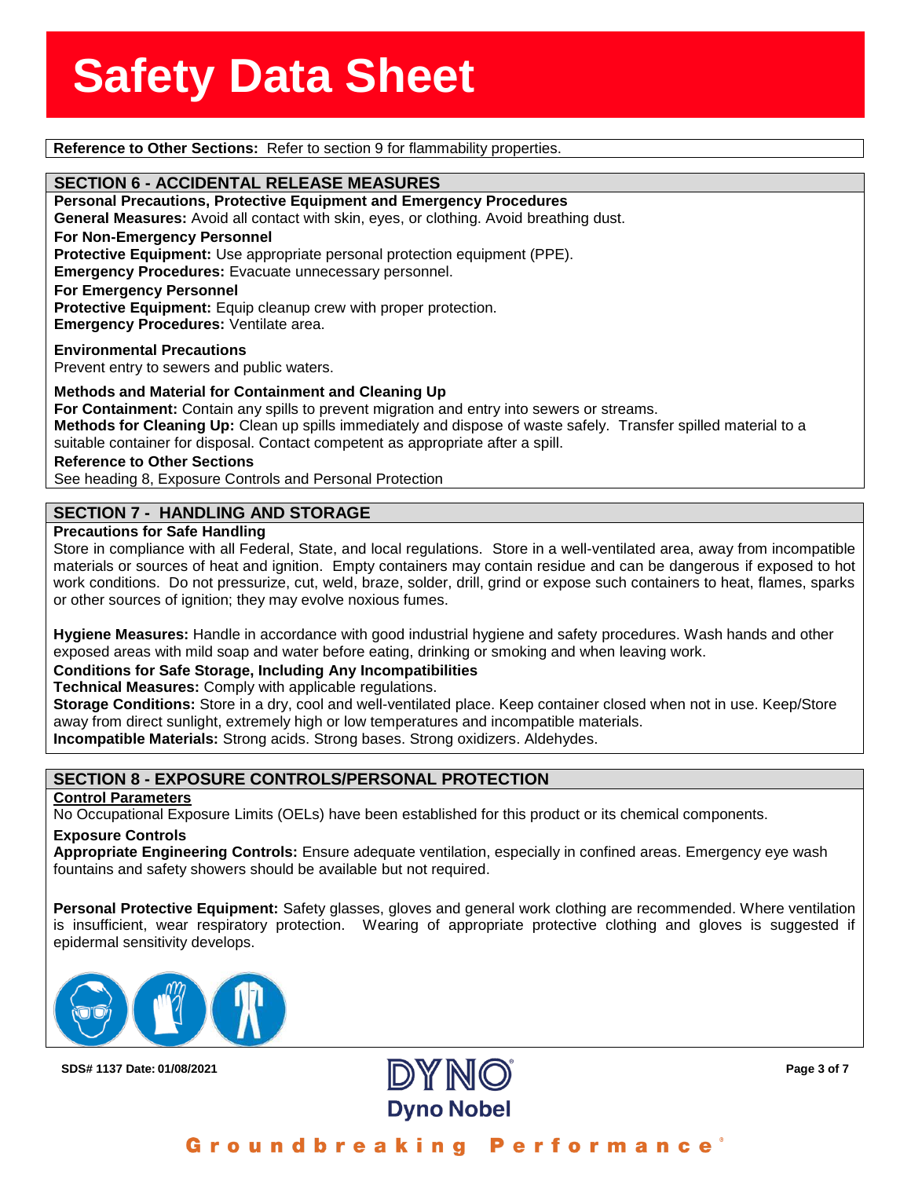**Reference to Other Sections:** Refer to section 9 for flammability properties.

## SECTION 6 - ACCIDENTAL RELEASE MEASURES

**Personal Precautions, Protective Equipment and Emergency Procedures**

**General Measures:** Avoid all contact with skin, eyes, or clothing. Avoid breathing dust.

**For Non-Emergency Personnel**

**Protective Equipment:** Use appropriate personal protection equipment (PPE).

**Emergency Procedures:** Evacuate unnecessary personnel.

**For Emergency Personnel**

**Protective Equipment:** Equip cleanup crew with proper protection.

**Emergency Procedures:** Ventilate area.

**Environmental Precautions**

Prevent entry to sewers and public waters.

**Methods and Material for Containment and Cleaning Up**

**For Containment:** Contain any spills to prevent migration and entry into sewers or streams.

**Methods for Cleaning Up:** Clean up spills immediately and dispose of waste safely. Transfer spilled material to a suitable container for disposal. Contact competent as appropriate after a spill.

**Reference to Other Sections**

See heading 8, Exposure Controls and Personal Protection

## SECTION 7 - HANDLING AND STORAGE

**Precautions for Safe Handling**

Store in compliance with all Federal, State, and local regulations. Store in a well-ventilated area, away from incompatible materials or sources of heat and ignition. Empty containers may contain residue and can be dangerous if exposed to hot work conditions. Do not pressurize, cut, weld, braze, solder, drill, grind or expose such containers to heat, flames, sparks or other sources of ignition; they may evolve noxious fumes.

**Hygiene Measures:** Handle in accordance with good industrial hygiene and safety procedures. Wash hands and other exposed areas with mild soap and water before eating, drinking or smoking and when leaving work.

**Conditions for Safe Storage, Including Any Incompatibilities**

**Technical Measures:** Comply with applicable regulations.

**Storage Conditions:** Store in a dry, cool and well-ventilated place. Keep container closed when not in use. Keep/Store away from direct sunlight, extremely high or low temperatures and incompatible materials.

**Incompatible Materials:** Strong acids. Strong bases. Strong oxidizers. Aldehydes.

## SECTION 8 - EXPOSURE CONTROLS/PERSONAL PROTECTION

**Control Parameters**

No Occupational Exposure Limits (OELs) have been established for this product or its chemical components.

**Exposure Controls**

**Appropriate Engineering Controls:** Ensure adequate ventilation, especially in confined areas. Emergency eye wash fountains and safety showers should be available but not required.

**Personal Protective Equipment:** Safety glasses, gloves and general work clothing are recommended. Where ventilation is insufficient, wear respiratory protection. Wearing of appropriate protective clothing and gloves is suggested if epidermal sensitivity develops.

SDS# 1137 Date: 01/08/2021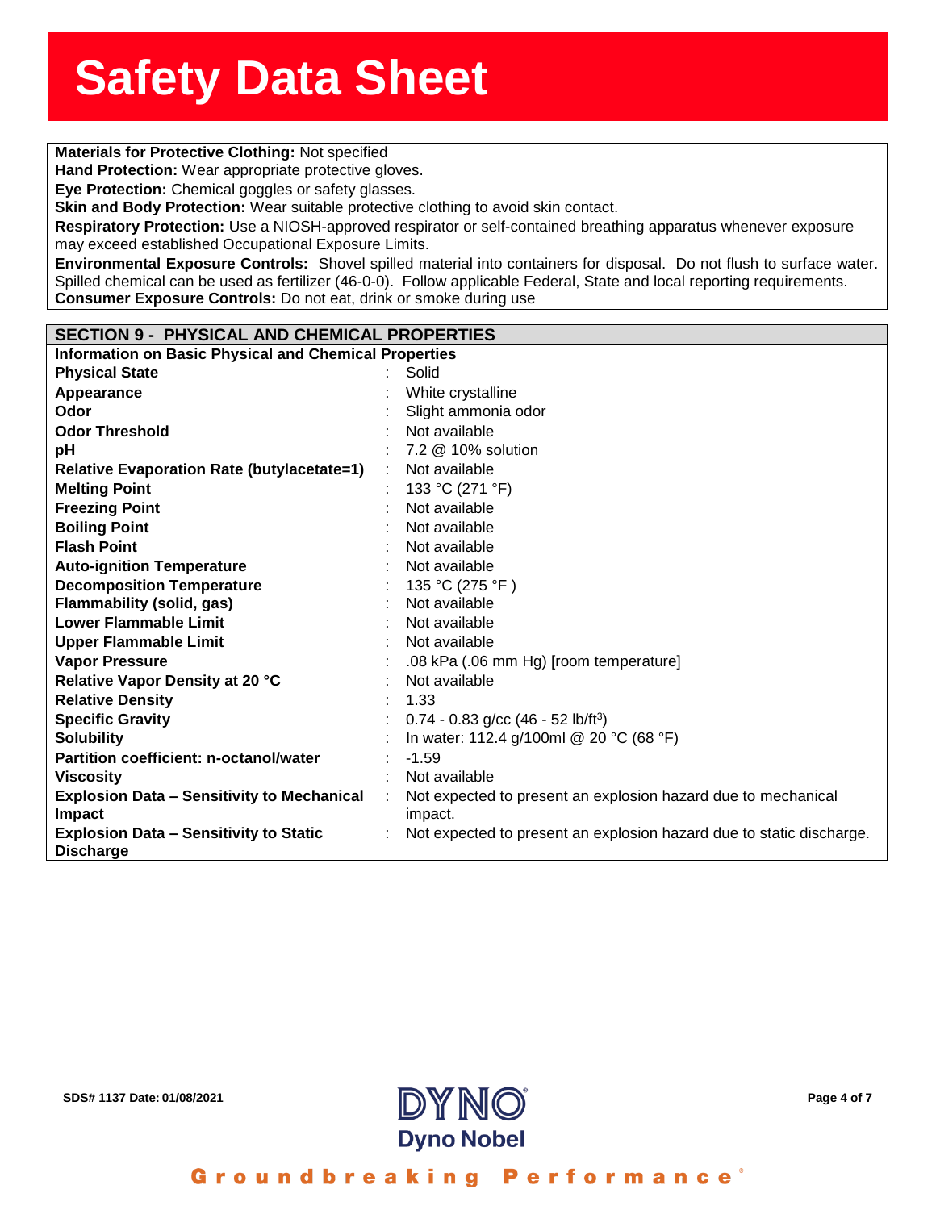**Materials for Protective Clothing:** Not specified

**Hand Protection:** Wear appropriate protective gloves.

**Eye Protection:** Chemical goggles or safety glasses.

**Skin and Body Protection:** Wear suitable protective clothing to avoid skin contact.

**Respiratory Protection:** Use a NIOSH-approved respirator or self-contained breathing apparatus whenever exposure may exceed established Occupational Exposure Limits.

**Environmental Exposure Controls:** Shovel spilled material into containers for disposal. Do not flush to surface water. Spilled chemical can be used as fertilizer (46-0-0). Follow applicable Federal, State and local reporting requirements.

**Consumer Exposure Controls:** Do not eat, drink or smoke during use

## SECTION 9 - PHYSICAL AND CHEMICAL PROPERTIES

**Information on Basic Physical and Chemical Properties**

| Property | Value |
|---|---|
| **Physical State** | Solid |
| **Appearance** | White crystalline |
| **Odor** | Slight ammonia odor |
| **Odor Threshold** | Not available |
| **pH** | 7.2 @ 10% solution |
| **Relative Evaporation Rate (butylacetate=1)** | Not available |
| **Melting Point** | 133 °C (271 °F) |
| **Freezing Point** | Not available |
| **Boiling Point** | Not available |
| **Flash Point** | Not available |
| **Auto-ignition Temperature** | Not available |
| **Decomposition Temperature** | 135 °C (275 °F ) |
| **Flammability (solid, gas)** | Not available |
| **Lower Flammable Limit** | Not available |
| **Upper Flammable Limit** | Not available |
| **Vapor Pressure** | .08 kPa (.06 mm Hg) [room temperature] |
| **Relative Vapor Density at 20 °C** | Not available |
| **Relative Density** | 1.33 |
| **Specific Gravity** | 0.74 - 0.83 g/cc (46 - 52 lb/ft$^3$) |
| **Solubility** | In water: 112.4 g/100ml @ 20 °C (68 °F) |
| **Partition coefficient: n-octanol/water** | -1.59 |
| **Viscosity** | Not available |
| **Explosion Data – Sensitivity to Mechanical Impact** | Not expected to present an explosion hazard due to mechanical impact. |
| **Explosion Data – Sensitivity to Static Discharge** | Not expected to present an explosion hazard due to static discharge. |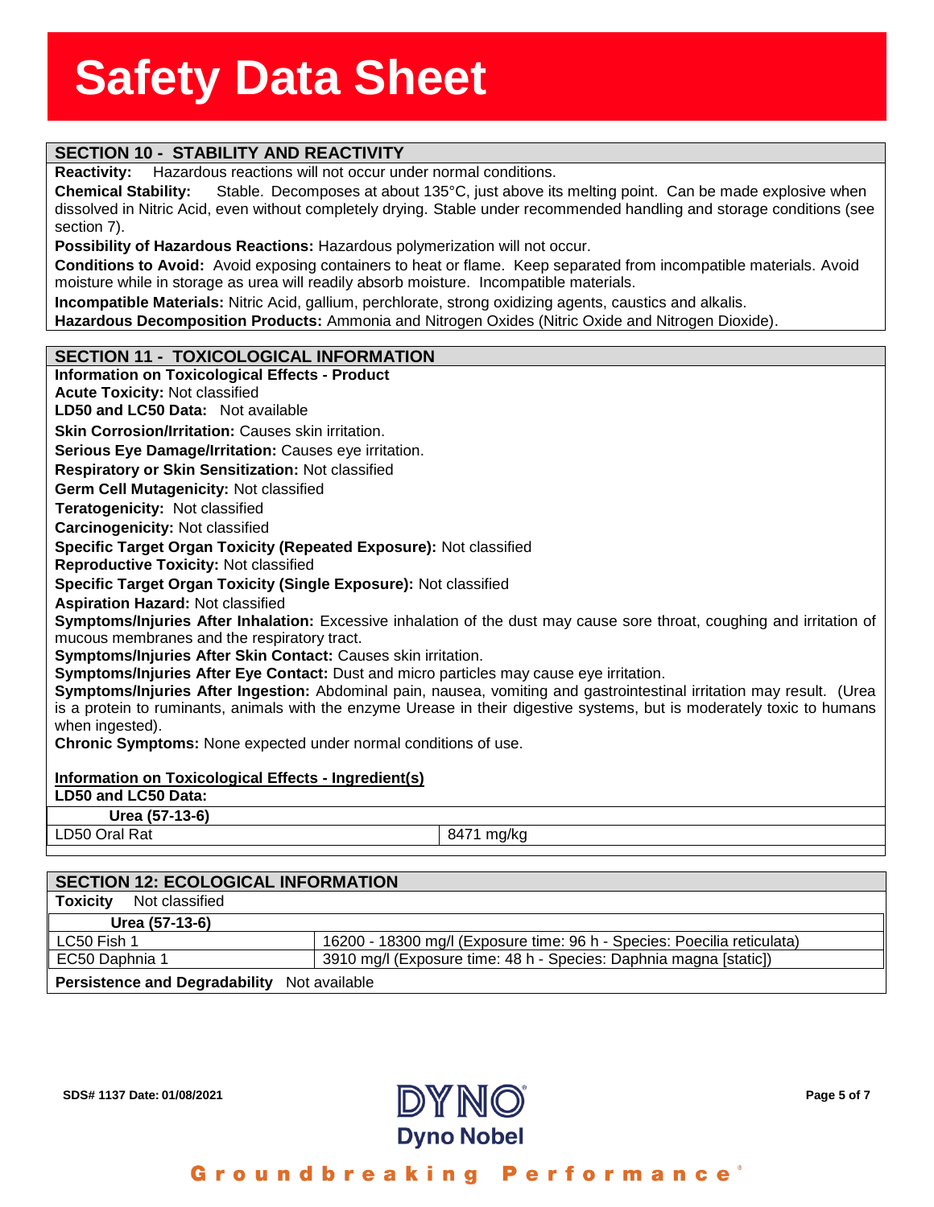## SECTION 10 - STABILITY AND REACTIVITY

**Reactivity:** Hazardous reactions will not occur under normal conditions.

**Chemical Stability:** Stable. Decomposes at about 135°C, just above its melting point. Can be made explosive when dissolved in Nitric Acid, even without completely drying. Stable under recommended handling and storage conditions (see section 7).

**Possibility of Hazardous Reactions:** Hazardous polymerization will not occur.

**Conditions to Avoid:** Avoid exposing containers to heat or flame. Keep separated from incompatible materials. Avoid moisture while in storage as urea will readily absorb moisture. Incompatible materials.

**Incompatible Materials:** Nitric Acid, gallium, perchlorate, strong oxidizing agents, caustics and alkalis.

**Hazardous Decomposition Products:** Ammonia and Nitrogen Oxides (Nitric Oxide and Nitrogen Dioxide).

## SECTION 11 - TOXICOLOGICAL INFORMATION

**Information on Toxicological Effects - Product**

**Acute Toxicity:** Not classified

**LD50 and LC50 Data:** Not available

**Skin Corrosion/Irritation:** Causes skin irritation.

**Serious Eye Damage/Irritation:** Causes eye irritation.

**Respiratory or Skin Sensitization:** Not classified

**Germ Cell Mutagenicity:** Not classified

**Teratogenicity:** Not classified

**Carcinogenicity:** Not classified

**Specific Target Organ Toxicity (Repeated Exposure):** Not classified

**Reproductive Toxicity:** Not classified

**Specific Target Organ Toxicity (Single Exposure):** Not classified

**Aspiration Hazard:** Not classified

**Symptoms/Injuries After Inhalation:** Excessive inhalation of the dust may cause sore throat, coughing and irritation of mucous membranes and the respiratory tract.

**Symptoms/Injuries After Skin Contact:** Causes skin irritation.

**Symptoms/Injuries After Eye Contact:** Dust and micro particles may cause eye irritation.

**Symptoms/Injuries After Ingestion:** Abdominal pain, nausea, vomiting and gastrointestinal irritation may result. (Urea is a protein to ruminants, animals with the enzyme Urease in their digestive systems, but is moderately toxic to humans when ingested).

**Chronic Symptoms:** None expected under normal conditions of use.

**Information on Toxicological Effects - Ingredient(s)**

**LD50 and LC50 Data:**

| **Urea (57-13-6)** | |
|---|---|
| LD50 Oral Rat | 8471 mg/kg |

## SECTION 12: ECOLOGICAL INFORMATION

**Toxicity** Not classified

| **Urea (57-13-6)** | |
|---|---|
| LC50 Fish 1 | 16200 - 18300 mg/l (Exposure time: 96 h - Species: Poecilia reticulata) |
| EC50 Daphnia 1 | 3910 mg/l (Exposure time: 48 h - Species: Daphnia magna [static]) |

**Persistence and Degradability** Not available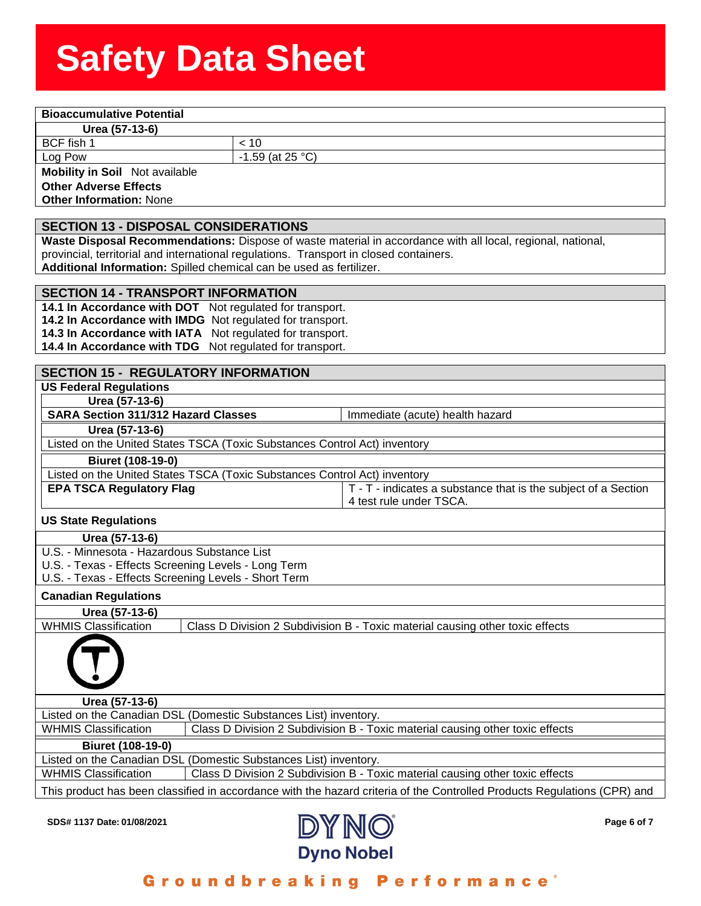**Bioaccumulative Potential**

| Urea (57-13-6) | |
|---|---|
| BCF fish 1 | < 10 |
| Log Pow | -1.59 (at 25 °C) |

**Mobility in Soil** Not available

**Other Adverse Effects**

**Other Information:** None

## SECTION 13 - DISPOSAL CONSIDERATIONS

**Waste Disposal Recommendations:** Dispose of waste material in accordance with all local, regional, national, provincial, territorial and international regulations. Transport in closed containers.

**Additional Information:** Spilled chemical can be used as fertilizer.

## SECTION 14 - TRANSPORT INFORMATION

**14.1 In Accordance with DOT** Not regulated for transport.

**14.2 In Accordance with IMDG** Not regulated for transport.

**14.3 In Accordance with IATA** Not regulated for transport.

**14.4 In Accordance with TDG** Not regulated for transport.

## SECTION 15 - REGULATORY INFORMATION

**US Federal Regulations**

| Urea (57-13-6) | |
|---|---|
| **SARA Section 311/312 Hazard Classes** | Immediate (acute) health hazard |

| Urea (57-13-6) | |
|---|---|
| Listed on the United States TSCA (Toxic Substances Control Act) inventory | |

| Biuret (108-19-0) | |
|---|---|
| Listed on the United States TSCA (Toxic Substances Control Act) inventory | |
| **EPA TSCA Regulatory Flag** | T - T - indicates a substance that is the subject of a Section 4 test rule under TSCA. |

**US State Regulations**

**Urea (57-13-6)**

- U.S. - Minnesota - Hazardous Substance List
- U.S. - Texas - Effects Screening Levels - Long Term
- U.S. - Texas - Effects Screening Levels - Short Term

**Canadian Regulations**

| Urea (57-13-6) | |
|---|---|
| WHMIS Classification | Class D Division 2 Subdivision B - Toxic material causing other toxic effects |

| Urea (57-13-6) | |
|---|---|
| Listed on the Canadian DSL (Domestic Substances List) inventory. | |
| WHMIS Classification | Class D Division 2 Subdivision B - Toxic material causing other toxic effects |

| Biuret (108-19-0) | |
|---|---|
| Listed on the Canadian DSL (Domestic Substances List) inventory. | |
| WHMIS Classification | Class D Division 2 Subdivision B - Toxic material causing other toxic effects |

This product has been classified in accordance with the hazard criteria of the Controlled Products Regulations (CPR) and

SDS# 1137 Date: 01/08/2021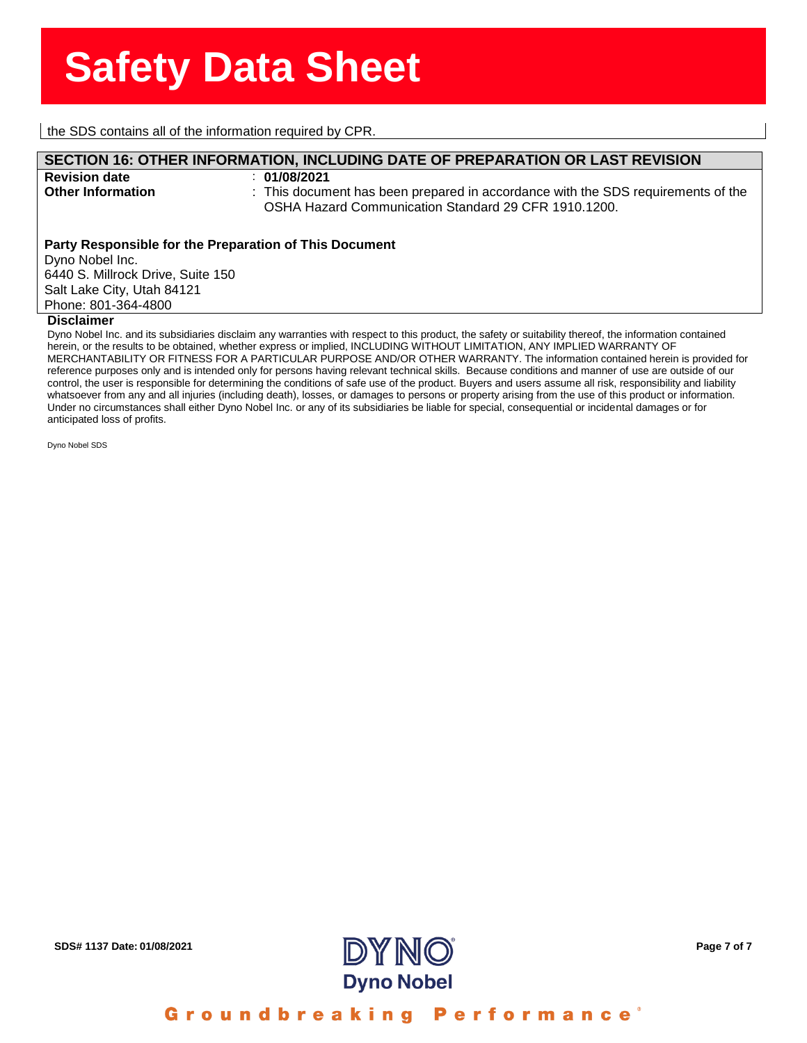the SDS contains all of the information required by CPR.

## SECTION 16: OTHER INFORMATION, INCLUDING DATE OF PREPARATION OR LAST REVISION

**Revision date** : **01/08/2021**

**Other Information** : This document has been prepared in accordance with the SDS requirements of the OSHA Hazard Communication Standard 29 CFR 1910.1200.

**Party Responsible for the Preparation of This Document**

Dyno Nobel Inc.
6440 S. Millrock Drive, Suite 150
Salt Lake City, Utah 84121
Phone: 801-364-4800

**Disclaimer**

Dyno Nobel Inc. and its subsidiaries disclaim any warranties with respect to this product, the safety or suitability thereof, the information contained herein, or the results to be obtained, whether express or implied, INCLUDING WITHOUT LIMITATION, ANY IMPLIED WARRANTY OF MERCHANTABILITY OR FITNESS FOR A PARTICULAR PURPOSE AND/OR OTHER WARRANTY. The information contained herein is provided for reference purposes only and is intended only for persons having relevant technical skills. Because conditions and manner of use are outside of our control, the user is responsible for determining the conditions of safe use of the product. Buyers and users assume all risk, responsibility and liability whatsoever from any and all injuries (including death), losses, or damages to persons or property arising from the use of this product or information. Under no circumstances shall either Dyno Nobel Inc. or any of its subsidiaries be liable for special, consequential or incidental damages or for anticipated loss of profits.

Dyno Nobel SDS